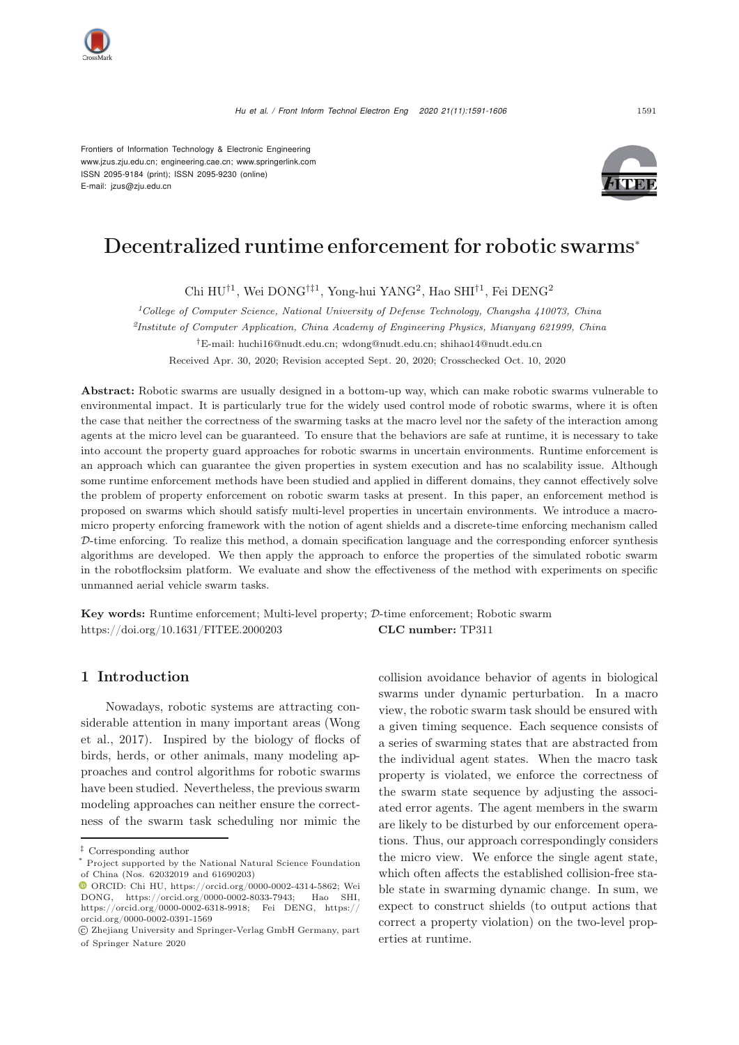Frontiers of Information Technology & Electronic Engineering
www.jzus.zju.edu.cn; engineering.cae.cn; www.springerlink.com
ISSN 2095-9184 (print); ISSN 2095-9230 (online)
E-mail: jzus@zju.edu.cn

# Decentralized runtime enforcement for robotic swarms*

Chi HU[†1], Wei DONG[†‡1], Yong-hui YANG[2], Hao SHI[†1], Fei DENG[2]

[1]*College of Computer Science, National University of Defense Technology, Changsha 410073, China*

[2]*Institute of Computer Application, China Academy of Engineering Physics, Mianyang 621999, China*

[†]E-mail: huchi16@nudt.edu.cn; wdong@nudt.edu.cn; shihao14@nudt.edu.cn

Received Apr. 30, 2020; Revision accepted Sept. 20, 2020; Crosschecked Oct. 10, 2020

**Abstract:** Robotic swarms are usually designed in a bottom-up way, which can make robotic swarms vulnerable to environmental impact. It is particularly true for the widely used control mode of robotic swarms, where it is often the case that neither the correctness of the swarming tasks at the macro level nor the safety of the interaction among agents at the micro level can be guaranteed. To ensure that the behaviors are safe at runtime, it is necessary to take into account the property guard approaches for robotic swarms in uncertain environments. Runtime enforcement is an approach which can guarantee the given properties in system execution and has no scalability issue. Although some runtime enforcement methods have been studied and applied in different domains, they cannot effectively solve the problem of property enforcement on robotic swarm tasks at present. In this paper, an enforcement method is proposed on swarms which should satisfy multi-level properties in uncertain environments. We introduce a macro-micro property enforcing framework with the notion of agent shields and a discrete-time enforcing mechanism called $\mathcal{D}$-time enforcing. To realize this method, a domain specification language and the corresponding enforcer synthesis algorithms are developed. We then apply the approach to enforce the properties of the simulated robotic swarm in the robotflocksim platform. We evaluate and show the effectiveness of the method with experiments on specific unmanned aerial vehicle swarm tasks.

**Key words:** Runtime enforcement; Multi-level property; $\mathcal{D}$-time enforcement; Robotic swarm
https://doi.org/10.1631/FITEE.2000203 **CLC number:** TP311

## 1 Introduction

Nowadays, robotic systems are attracting considerable attention in many important areas (Wong et al., 2017). Inspired by the biology of flocks of birds, herds, or other animals, many modeling approaches and control algorithms for robotic swarms have been studied. Nevertheless, the previous swarm modeling approaches can neither ensure the correctness of the swarm task scheduling nor mimic the collision avoidance behavior of agents in biological swarms under dynamic perturbation. In a macro view, the robotic swarm task should be ensured with a given timing sequence. Each sequence consists of a series of swarming states that are abstracted from the individual agent states. When the macro task property is violated, we enforce the correctness of the swarm state sequence by adjusting the associated error agents. The agent members in the swarm are likely to be disturbed by our enforcement operations. Thus, our approach correspondingly considers the micro view. We enforce the single agent state, which often affects the established collision-free stable state in swarming dynamic change. In sum, we expect to construct shields (to output actions that correct a property violation) on the two-level properties at runtime.

---

‡ Corresponding author

\* Project supported by the National Natural Science Foundation of China (Nos. 62032019 and 61690203)

ORCID: Chi HU, https://orcid.org/0000-0002-4314-5862; Wei DONG, https://orcid.org/0000-0002-8033-7943; Hao SHI, https://orcid.org/0000-0002-6318-9918; Fei DENG, https://orcid.org/0000-0002-0391-1569

© Zhejiang University and Springer-Verlag GmbH Germany, part of Springer Nature 2020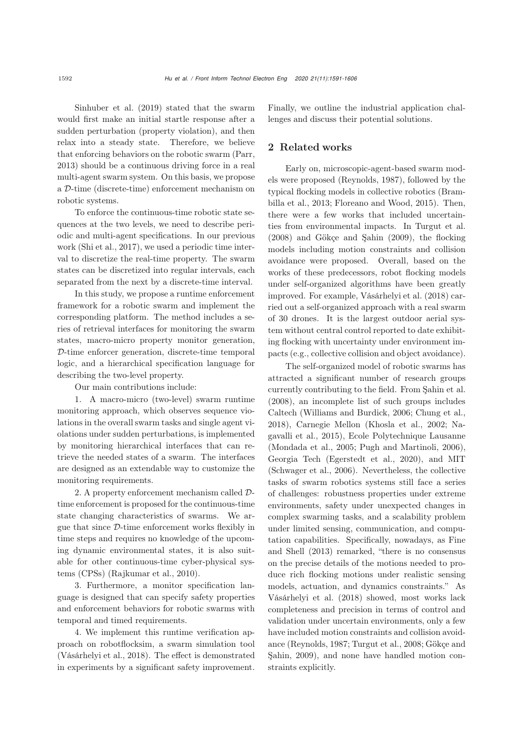Sinhuber et al. (2019) stated that the swarm would first make an initial startle response after a sudden perturbation (property violation), and then relax into a steady state. Therefore, we believe that enforcing behaviors on the robotic swarm (Parr, 2013) should be a continuous driving force in a real multi-agent swarm system. On this basis, we propose a $\mathcal{D}$-time (discrete-time) enforcement mechanism on robotic systems.

To enforce the continuous-time robotic state sequences at the two levels, we need to describe periodic and multi-agent specifications. In our previous work (Shi et al., 2017), we used a periodic time interval to discretize the real-time property. The swarm states can be discretized into regular intervals, each separated from the next by a discrete-time interval.

In this study, we propose a runtime enforcement framework for a robotic swarm and implement the corresponding platform. The method includes a series of retrieval interfaces for monitoring the swarm states, macro-micro property monitor generation, $\mathcal{D}$-time enforcer generation, discrete-time temporal logic, and a hierarchical specification language for describing the two-level property.

Our main contributions include:

1. A macro-micro (two-level) swarm runtime monitoring approach, which observes sequence violations in the overall swarm tasks and single agent violations under sudden perturbations, is implemented by monitoring hierarchical interfaces that can retrieve the needed states of a swarm. The interfaces are designed as an extendable way to customize the monitoring requirements.

2. A property enforcement mechanism called $\mathcal{D}$-time enforcement is proposed for the continuous-time state changing characteristics of swarms. We argue that since $\mathcal{D}$-time enforcement works flexibly in time steps and requires no knowledge of the upcoming dynamic environmental states, it is also suitable for other continuous-time cyber-physical systems (CPSs) (Rajkumar et al., 2010).

3. Furthermore, a monitor specification language is designed that can specify safety properties and enforcement behaviors for robotic swarms with temporal and timed requirements.

4. We implement this runtime verification approach on robotflocksim, a swarm simulation tool (Vásárhelyi et al., 2018). The effect is demonstrated in experiments by a significant safety improvement. Finally, we outline the industrial application challenges and discuss their potential solutions.

## 2 Related works

Early on, microscopic-agent-based swarm models were proposed (Reynolds, 1987), followed by the typical flocking models in collective robotics (Brambilla et al., 2013; Floreano and Wood, 2015). Then, there were a few works that included uncertainties from environmental impacts. In Turgut et al. (2008) and Gökçe and Şahin (2009), the flocking models including motion constraints and collision avoidance were proposed. Overall, based on the works of these predecessors, robot flocking models under self-organized algorithms have been greatly improved. For example, Vásárhelyi et al. (2018) carried out a self-organized approach with a real swarm of 30 drones. It is the largest outdoor aerial system without central control reported to date exhibiting flocking with uncertainty under environment impacts (e.g., collective collision and object avoidance).

The self-organized model of robotic swarms has attracted a significant number of research groups currently contributing to the field. From Şahin et al. (2008), an incomplete list of such groups includes Caltech (Williams and Burdick, 2006; Chung et al., 2018), Carnegie Mellon (Khosla et al., 2002; Nagavalli et al., 2015), Ecole Polytechnique Lausanne (Mondada et al., 2005; Pugh and Martinoli, 2006), Georgia Tech (Egerstedt et al., 2020), and MIT (Schwager et al., 2006). Nevertheless, the collective tasks of swarm robotics systems still face a series of challenges: robustness properties under extreme environments, safety under unexpected changes in complex swarming tasks, and a scalability problem under limited sensing, communication, and computation capabilities. Specifically, nowadays, as Fine and Shell (2013) remarked, "there is no consensus on the precise details of the motions needed to produce rich flocking motions under realistic sensing models, actuation, and dynamics constraints." As Vásárhelyi et al. (2018) showed, most works lack completeness and precision in terms of control and validation under uncertain environments, only a few have included motion constraints and collision avoidance (Reynolds, 1987; Turgut et al., 2008; Gökçe and Şahin, 2009), and none have handled motion constraints explicitly.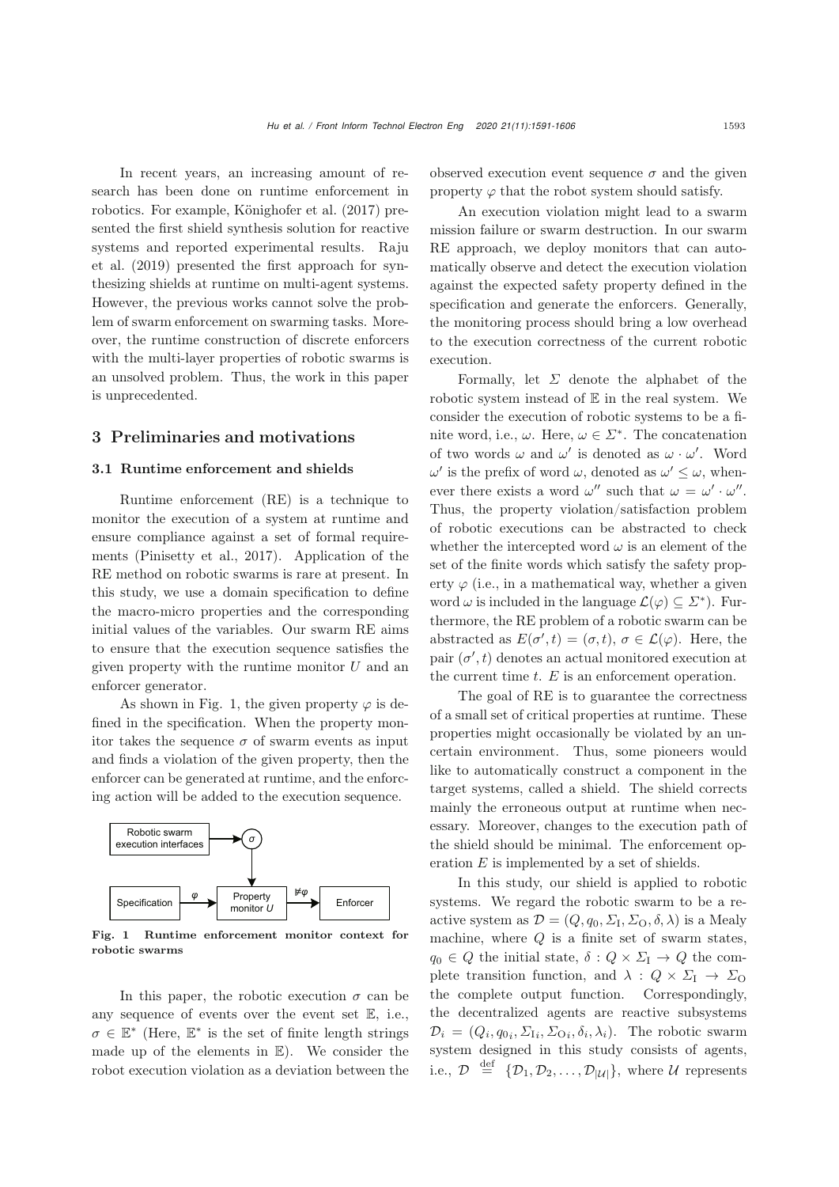In recent years, an increasing amount of research has been done on runtime enforcement in robotics. For example, Könighofer et al. (2017) presented the first shield synthesis solution for reactive systems and reported experimental results. Raju et al. (2019) presented the first approach for synthesizing shields at runtime on multi-agent systems. However, the previous works cannot solve the problem of swarm enforcement on swarming tasks. Moreover, the runtime construction of discrete enforcers with the multi-layer properties of robotic swarms is an unsolved problem. Thus, the work in this paper is unprecedented.

## 3 Preliminaries and motivations

### 3.1 Runtime enforcement and shields

Runtime enforcement (RE) is a technique to monitor the execution of a system at runtime and ensure compliance against a set of formal requirements (Pinisetty et al., 2017). Application of the RE method on robotic swarms is rare at present. In this study, we use a domain specification to define the macro-micro properties and the corresponding initial values of the variables. Our swarm RE aims to ensure that the execution sequence satisfies the given property with the runtime monitor $U$ and an enforcer generator.

As shown in Fig. 1, the given property $\varphi$ is defined in the specification. When the property monitor takes the sequence $\sigma$ of swarm events as input and finds a violation of the given property, then the enforcer can be generated at runtime, and the enforcing action will be added to the execution sequence.

Robotic swarm execution interfaces

$\sigma$

Specification

$\varphi$

Property monitor $U$

$\not\models\varphi$

Enforcer

**Fig. 1 Runtime enforcement monitor context for robotic swarms**

In this paper, the robotic execution $\sigma$ can be any sequence of events over the event set $\mathbb{E}$, i.e., $\sigma \in \mathbb{E}^*$ (Here, $\mathbb{E}^*$ is the set of finite length strings made up of the elements in $\mathbb{E}$). We consider the robot execution violation as a deviation between the observed execution event sequence $\sigma$ and the given property $\varphi$ that the robot system should satisfy.

An execution violation might lead to a swarm mission failure or swarm destruction. In our swarm RE approach, we deploy monitors that can automatically observe and detect the execution violation against the expected safety property defined in the specification and generate the enforcers. Generally, the monitoring process should bring a low overhead to the execution correctness of the current robotic execution.

Formally, let $\Sigma$ denote the alphabet of the robotic system instead of $\mathbb{E}$ in the real system. We consider the execution of robotic systems to be a finite word, i.e., $\omega$. Here, $\omega \in \Sigma^*$. The concatenation of two words $\omega$ and $\omega'$ is denoted as $\omega \cdot \omega'$. Word $\omega'$ is the prefix of word $\omega$, denoted as $\omega' \leq \omega$, whenever there exists a word $\omega''$ such that $\omega = \omega' \cdot \omega''$. Thus, the property violation/satisfaction problem of robotic executions can be abstracted to check whether the intercepted word $\omega$ is an element of the set of the finite words which satisfy the safety property $\varphi$ (i.e., in a mathematical way, whether a given word $\omega$ is included in the language $\mathcal{L}(\varphi) \subseteq \Sigma^*$). Furthermore, the RE problem of a robotic swarm can be abstracted as $E(\sigma', t) = (\sigma, t)$, $\sigma \in \mathcal{L}(\varphi)$. Here, the pair $(\sigma', t)$ denotes an actual monitored execution at the current time $t$. $E$ is an enforcement operation.

The goal of RE is to guarantee the correctness of a small set of critical properties at runtime. These properties might occasionally be violated by an uncertain environment. Thus, some pioneers would like to automatically construct a component in the target systems, called a shield. The shield corrects mainly the erroneous output at runtime when necessary. Moreover, changes to the execution path of the shield should be minimal. The enforcement operation $E$ is implemented by a set of shields.

In this study, our shield is applied to robotic systems. We regard the robotic swarm to be a reactive system as $\mathcal{D} = (Q, q_0, \Sigma_{\mathrm{I}}, \Sigma_{\mathrm{O}}, \delta, \lambda)$ is a Mealy machine, where $Q$ is a finite set of swarm states, $q_0 \in Q$ the initial state, $\delta : Q \times \Sigma_{\mathrm{I}} \rightarrow Q$ the complete transition function, and $\lambda : Q \times \Sigma_{\mathrm{I}} \rightarrow \Sigma_{\mathrm{O}}$ the complete output function. Correspondingly, the decentralized agents are reactive subsystems $\mathcal{D}_i = (Q_i, q_{0i}, \Sigma_{\mathrm{I}i}, \Sigma_{\mathrm{O}i}, \delta_i, \lambda_i)$. The robotic swarm system designed in this study consists of agents, i.e., $\mathcal{D} \overset{\text{def}}{=} \{\mathcal{D}_1, \mathcal{D}_2, \ldots, \mathcal{D}_{|\mathcal{U}|}\}$, where $\mathcal{U}$ represents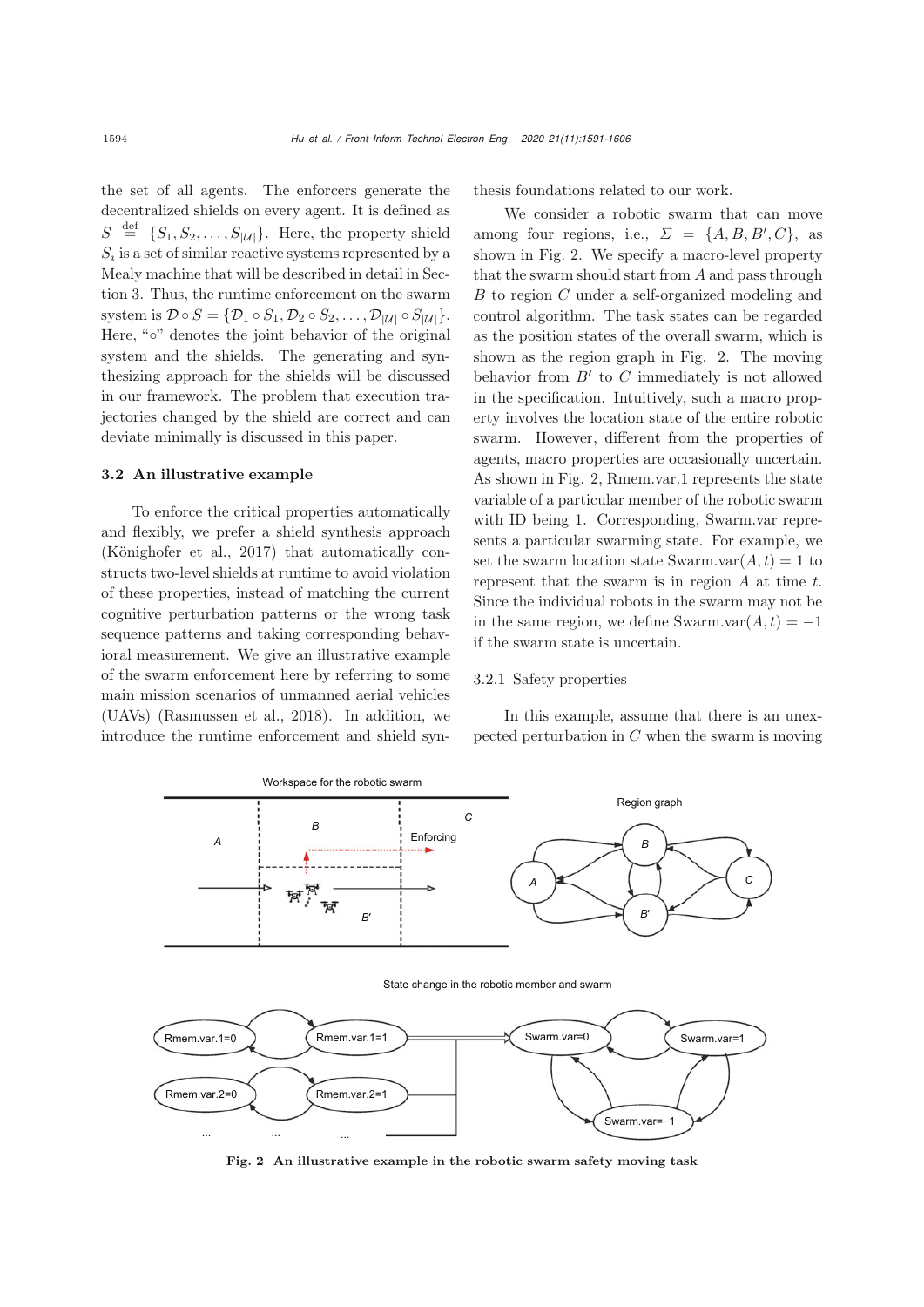the set of all agents. The enforcers generate the decentralized shields on every agent. It is defined as $S \stackrel{\text{def}}{=} \{S_1, S_2, \ldots, S_{|\mathcal{U}|}\}$. Here, the property shield $S_i$ is a set of similar reactive systems represented by a Mealy machine that will be described in detail in Section 3. Thus, the runtime enforcement on the swarm system is $\mathcal{D} \circ S = \{\mathcal{D}_1 \circ S_1, \mathcal{D}_2 \circ S_2, \ldots, \mathcal{D}_{|\mathcal{U}|} \circ S_{|\mathcal{U}|}\}$. Here, "$\circ$" denotes the joint behavior of the original system and the shields. The generating and synthesizing approach for the shields will be discussed in our framework. The problem that execution trajectories changed by the shield are correct and can deviate minimally is discussed in this paper.

### 3.2 An illustrative example

To enforce the critical properties automatically and flexibly, we prefer a shield synthesis approach (Könighofer et al., 2017) that automatically constructs two-level shields at runtime to avoid violation of these properties, instead of matching the current cognitive perturbation patterns or the wrong task sequence patterns and taking corresponding behavioral measurement. We give an illustrative example of the swarm enforcement here by referring to some main mission scenarios of unmanned aerial vehicles (UAVs) (Rasmussen et al., 2018). In addition, we introduce the runtime enforcement and shield synthesis foundations related to our work.

We consider a robotic swarm that can move among four regions, i.e., $\Sigma = \{A, B, B', C\}$, as shown in Fig. 2. We specify a macro-level property that the swarm should start from $A$ and pass through $B$ to region $C$ under a self-organized modeling and control algorithm. The task states can be regarded as the position states of the overall swarm, which is shown as the region graph in Fig. 2. The moving behavior from $B'$ to $C$ immediately is not allowed in the specification. Intuitively, such a macro property involves the location state of the entire robotic swarm. However, different from the properties of agents, macro properties are occasionally uncertain. As shown in Fig. 2, Rmem.var.1 represents the state variable of a particular member of the robotic swarm with ID being 1. Corresponding, Swarm.var represents a particular swarming state. For example, we set the swarm location state $\text{Swarm.var}(A, t) = 1$ to represent that the swarm is in region $A$ at time $t$. Since the individual robots in the swarm may not be in the same region, we define $\text{Swarm.var}(A, t) = -1$ if the swarm state is uncertain.

#### 3.2.1 Safety properties

In this example, assume that there is an unexpected perturbation in $C$ when the swarm is moving

Workspace for the robotic swarm
A
B
C
Enforcing
B′
Region graph
A
B
B′
C
State change in the robotic member and swarm
Rmem.var.1=0
Rmem.var.1=1
Rmem.var.2=0
Rmem.var.2=1
...
...
...
Swarm.var=0
Swarm.var=1
Swarm.var=−1

**Fig. 2 An illustrative example in the robotic swarm safety moving task**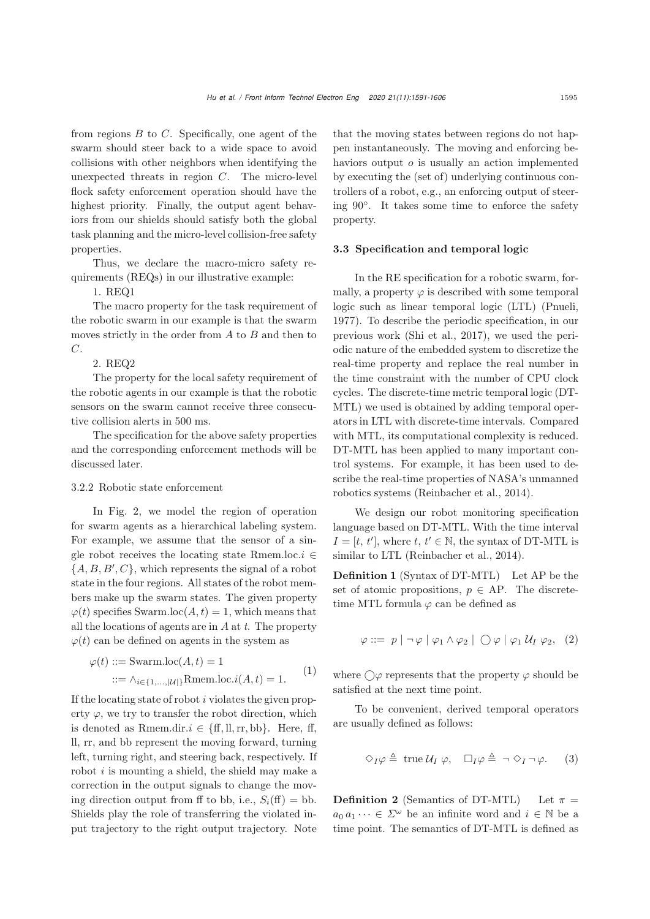from regions $B$ to $C$. Specifically, one agent of the swarm should steer back to a wide space to avoid collisions with other neighbors when identifying the unexpected threats in region $C$. The micro-level flock safety enforcement operation should have the highest priority. Finally, the output agent behaviors from our shields should satisfy both the global task planning and the micro-level collision-free safety properties.

Thus, we declare the macro-micro safety requirements (REQs) in our illustrative example:

1. REQ1

The macro property for the task requirement of the robotic swarm in our example is that the swarm moves strictly in the order from $A$ to $B$ and then to $C$.

2. REQ2

The property for the local safety requirement of the robotic agents in our example is that the robotic sensors on the swarm cannot receive three consecutive collision alerts in 500 ms.

The specification for the above safety properties and the corresponding enforcement methods will be discussed later.

#### 3.2.2 Robotic state enforcement

In Fig. 2, we model the region of operation for swarm agents as a hierarchical labeling system. For example, we assume that the sensor of a single robot receives the locating state Rmem.loc.$i \in \{A, B, B', C\}$, which represents the signal of a robot state in the four regions. All states of the robot members make up the swarm states. The given property $\varphi(t)$ specifies Swarm.loc$(A, t) = 1$, which means that all the locations of agents are in $A$ at $t$. The property $\varphi(t)$ can be defined on agents in the system as

$$\begin{aligned}\varphi(t) &::= \text{Swarm.loc}(A, t) = 1 \\ &::= \wedge_{i \in \{1,\ldots,|\mathcal{U}|\}} \text{Rmem.loc}.i(A, t) = 1.\end{aligned} \quad (1)$$

If the locating state of robot $i$ violates the given property $\varphi$, we try to transfer the robot direction, which is denoted as Rmem.dir.$i \in \{\text{ff}, \text{ll}, \text{rr}, \text{bb}\}$. Here, ff, ll, rr, and bb represent the moving forward, turning left, turning right, and steering back, respectively. If robot $i$ is mounting a shield, the shield may make a correction in the output signals to change the moving direction output from ff to bb, i.e., $S_i(\text{ff}) = \text{bb}$. Shields play the role of transferring the violated input trajectory to the right output trajectory. Note that the moving states between regions do not happen instantaneously. The moving and enforcing behaviors output $o$ is usually an action implemented by executing the (set of) underlying continuous controllers of a robot, e.g., an enforcing output of steering 90°. It takes some time to enforce the safety property.

### 3.3 Specification and temporal logic

In the RE specification for a robotic swarm, formally, a property $\varphi$ is described with some temporal logic such as linear temporal logic (LTL) (Pnueli, 1977). To describe the periodic specification, in our previous work (Shi et al., 2017), we used the periodic nature of the embedded system to discretize the real-time property and replace the real number in the time constraint with the number of CPU clock cycles. The discrete-time metric temporal logic (DT-MTL) we used is obtained by adding temporal operators in LTL with discrete-time intervals. Compared with MTL, its computational complexity is reduced. DT-MTL has been applied to many important control systems. For example, it has been used to describe the real-time properties of NASA's unmanned robotics systems (Reinbacher et al., 2014).

We design our robot monitoring specification language based on DT-MTL. With the time interval $I = [t, t']$, where $t, t' \in \mathbb{N}$, the syntax of DT-MTL is similar to LTL (Reinbacher et al., 2014).

**Definition 1** (Syntax of DT-MTL) Let AP be the set of atomic propositions, $p \in \text{AP}$. The discrete-time MTL formula $\varphi$ can be defined as

$$\varphi ::= p \mid \neg \varphi \mid \varphi_1 \wedge \varphi_2 \mid \bigcirc \varphi \mid \varphi_1 \, \mathcal{U}_I \, \varphi_2, \quad (2)$$

where $\bigcirc\varphi$ represents that the property $\varphi$ should be satisfied at the next time point.

To be convenient, derived temporal operators are usually defined as follows:

$$\Diamond_I \varphi \triangleq \text{true} \, \mathcal{U}_I \, \varphi, \quad \Box_I \varphi \triangleq \neg \Diamond_I \neg \varphi. \quad (3)$$

**Definition 2** (Semantics of DT-MTL) Let $\pi = a_0 \, a_1 \cdots \in \Sigma^\omega$ be an infinite word and $i \in \mathbb{N}$ be a time point. The semantics of DT-MTL is defined as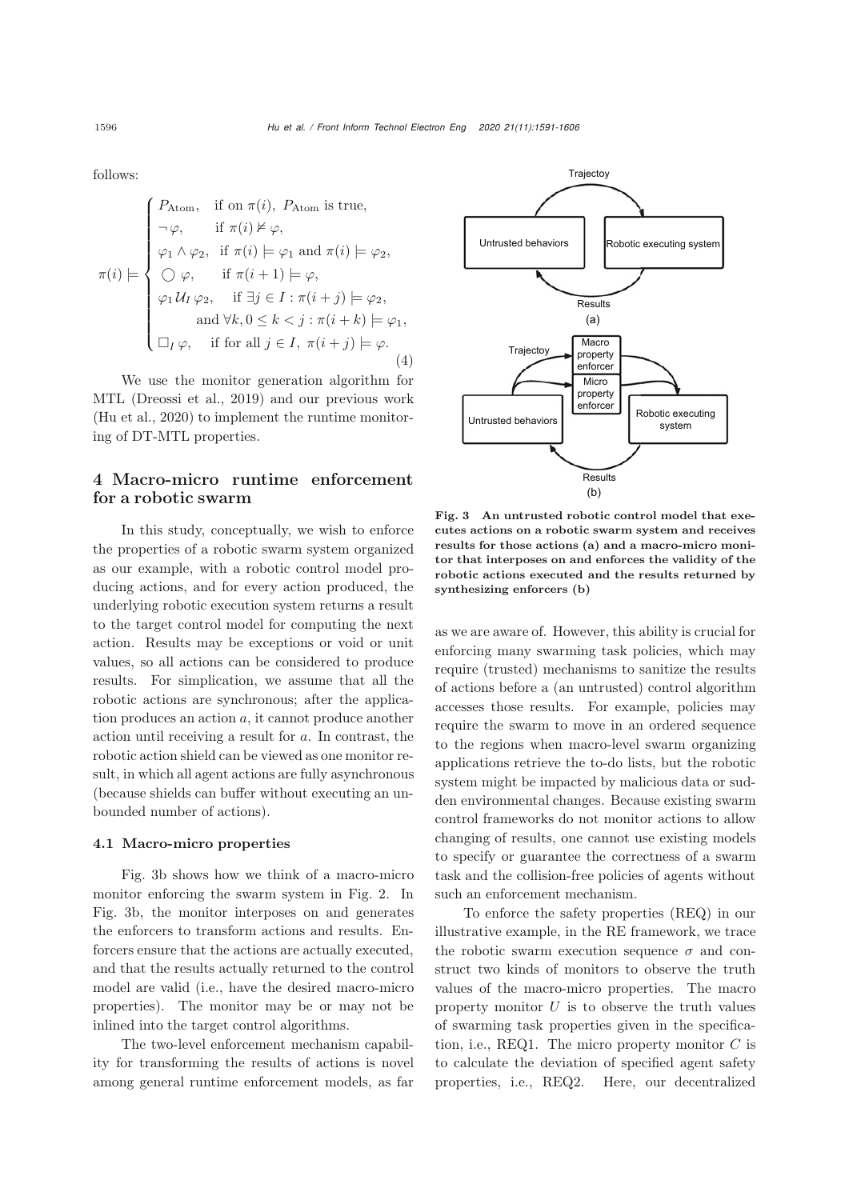follows:

$$
\pi(i) \models \begin{cases} P_{\text{Atom}}, & \text{if on } \pi(i),\ P_{\text{Atom}} \text{ is true}, \\ \neg\varphi, & \text{if } \pi(i) \not\models \varphi, \\ \varphi_1 \wedge \varphi_2, & \text{if } \pi(i) \models \varphi_1 \text{ and } \pi(i) \models \varphi_2, \\ \bigcirc\, \varphi, & \text{if } \pi(i+1) \models \varphi, \\ \varphi_1 \mathcal{U}_I\, \varphi_2, & \text{if } \exists j \in I : \pi(i+j) \models \varphi_2, \\ & \text{and } \forall k, 0 \leq k < j : \pi(i+k) \models \varphi_1, \\ \Box_I\, \varphi, & \text{if for all } j \in I,\ \pi(i+j) \models \varphi. \end{cases} \tag{4}
$$

We use the monitor generation algorithm for MTL (Dreossi et al., 2019) and our previous work (Hu et al., 2020) to implement the runtime monitoring of DT-MTL properties.

## 4 Macro-micro runtime enforcement for a robotic swarm

In this study, conceptually, we wish to enforce the properties of a robotic swarm system organized as our example, with a robotic control model producing actions, and for every action produced, the underlying robotic execution system returns a result to the target control model for computing the next action. Results may be exceptions or void or unit values, so all actions can be considered to produce results. For simplication, we assume that all the robotic actions are synchronous; after the application produces an action $a$, it cannot produce another action until receiving a result for $a$. In contrast, the robotic action shield can be viewed as one monitor result, in which all agent actions are fully asynchronous (because shields can buffer without executing an unbounded number of actions).

### 4.1 Macro-micro properties

Fig. 3b shows how we think of a macro-micro monitor enforcing the swarm system in Fig. 2. In Fig. 3b, the monitor interposes on and generates the enforcers to transform actions and results. Enforcers ensure that the actions are actually executed, and that the results actually returned to the control model are valid (i.e., have the desired macro-micro properties). The monitor may be or may not be inlined into the target control algorithms.

The two-level enforcement mechanism capability for transforming the results of actions is novel among general runtime enforcement models, as far as we are aware of. However, this ability is crucial for enforcing many swarming task policies, which may require (trusted) mechanisms to sanitize the results of actions before a (an untrusted) control algorithm accesses those results. For example, policies may require the swarm to move in an ordered sequence to the regions when macro-level swarm organizing applications retrieve the to-do lists, but the robotic system might be impacted by malicious data or sudden environmental changes. Because existing swarm control frameworks do not monitor actions to allow changing of results, one cannot use existing models to specify or guarantee the correctness of a swarm task and the collision-free policies of agents without such an enforcement mechanism.

Trajectoy

Untrusted behaviors

Robotic executing system

Results

(a)

Trajectoy

Macro property enforcer

Micro property enforcer

Untrusted behaviors

Robotic executing system

Results

(b)

**Fig. 3 An untrusted robotic control model that executes actions on a robotic swarm system and receives results for those actions (a) and a macro-micro monitor that interposes on and enforces the validity of the robotic actions executed and the results returned by synthesizing enforcers (b)**

To enforce the safety properties (REQ) in our illustrative example, in the RE framework, we trace the robotic swarm execution sequence $\sigma$ and construct two kinds of monitors to observe the truth values of the macro-micro properties. The macro property monitor $U$ is to observe the truth values of swarming task properties given in the specification, i.e., REQ1. The micro property monitor $C$ is to calculate the deviation of specified agent safety properties, i.e., REQ2. Here, our decentralized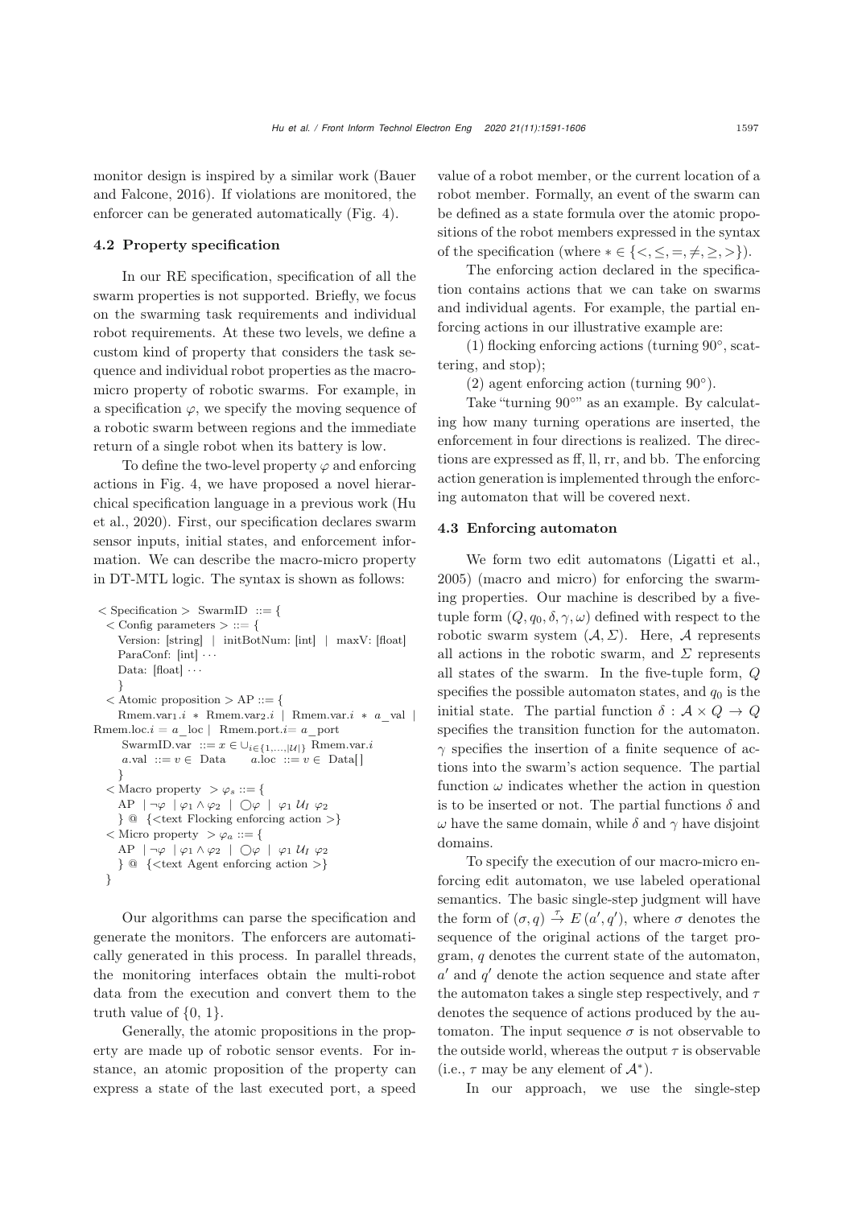monitor design is inspired by a similar work (Bauer and Falcone, 2016). If violations are monitored, the enforcer can be generated automatically (Fig. 4).

### 4.2 Property specification

In our RE specification, specification of all the swarm properties is not supported. Briefly, we focus on the swarming task requirements and individual robot requirements. At these two levels, we define a custom kind of property that considers the task sequence and individual robot properties as the macro-micro property of robotic swarms. For example, in a specification $\varphi$, we specify the moving sequence of a robotic swarm between regions and the immediate return of a single robot when its battery is low.

To define the two-level property $\varphi$ and enforcing actions in Fig. 4, we have proposed a novel hierarchical specification language in a previous work (Hu et al., 2020). First, our specification declares swarm sensor inputs, initial states, and enforcement information. We can describe the macro-micro property in DT-MTL logic. The syntax is shown as follows:

```
< Specification > SwarmID ::= {
  < Config parameters > ::= {
    Version: [string] | initBotNum: [int] | maxV: [float]
    ParaConf: [int] ···
    Data: [float] ···
    }
  < Atomic proposition > AP ::= {
    Rmem.var1.i ∗ Rmem.var2.i | Rmem.var.i ∗ a_val |
Rmem.loc.i = a_loc | Rmem.port.i= a_port
    SwarmID.var ::= x ∈ ∪_{i∈{1,...,|U|}} Rmem.var.i
    a.val ::= v ∈ Data     a.loc ::= v ∈ Data[]
    }
  < Macro property > φs ::= {
    AP | ¬φ | φ1 ∧ φ2 | ◯φ | φ1 U_I φ2
    } @ {<text Flocking enforcing action >}
  < Micro property > φa ::= {
    AP | ¬φ | φ1 ∧ φ2 | ◯φ | φ1 U_I φ2
    } @ {<text Agent enforcing action >}
  }
```

Our algorithms can parse the specification and generate the monitors. The enforcers are automatically generated in this process. In parallel threads, the monitoring interfaces obtain the multi-robot data from the execution and convert them to the truth value of $\{0, 1\}$.

Generally, the atomic propositions in the property are made up of robotic sensor events. For instance, an atomic proposition of the property can express a state of the last executed port, a speed value of a robot member, or the current location of a robot member. Formally, an event of the swarm can be defined as a state formula over the atomic propositions of the robot members expressed in the syntax of the specification (where $* \in \{<, \leq, =, \neq, \geq, >\}$).

The enforcing action declared in the specification contains actions that we can take on swarms and individual agents. For example, the partial enforcing actions in our illustrative example are:

(1) flocking enforcing actions (turning 90°, scattering, and stop);

(2) agent enforcing action (turning 90°).

Take "turning 90°" as an example. By calculating how many turning operations are inserted, the enforcement in four directions is realized. The directions are expressed as ff, ll, rr, and bb. The enforcing action generation is implemented through the enforcing automaton that will be covered next.

### 4.3 Enforcing automaton

We form two edit automatons (Ligatti et al., 2005) (macro and micro) for enforcing the swarming properties. Our machine is described by a five-tuple form $(Q, q_0, \delta, \gamma, \omega)$ defined with respect to the robotic swarm system $(\mathcal{A}, \Sigma)$. Here, $\mathcal{A}$ represents all actions in the robotic swarm, and $\Sigma$ represents all states of the swarm. In the five-tuple form, $Q$ specifies the possible automaton states, and $q_0$ is the initial state. The partial function $\delta : \mathcal{A} \times Q \rightarrow Q$ specifies the transition function for the automaton. $\gamma$ specifies the insertion of a finite sequence of actions into the swarm's action sequence. The partial function $\omega$ indicates whether the action in question is to be inserted or not. The partial functions $\delta$ and $\omega$ have the same domain, while $\delta$ and $\gamma$ have disjoint domains.

To specify the execution of our macro-micro enforcing edit automaton, we use labeled operational semantics. The basic single-step judgment will have the form of $(\sigma, q) \xrightarrow{\tau} E\,(a', q')$, where $\sigma$ denotes the sequence of the original actions of the target program, $q$ denotes the current state of the automaton, $a'$ and $q'$ denote the action sequence and state after the automaton takes a single step respectively, and $\tau$ denotes the sequence of actions produced by the automaton. The input sequence $\sigma$ is not observable to the outside world, whereas the output $\tau$ is observable (i.e., $\tau$ may be any element of $\mathcal{A}^*$).

In our approach, we use the single-step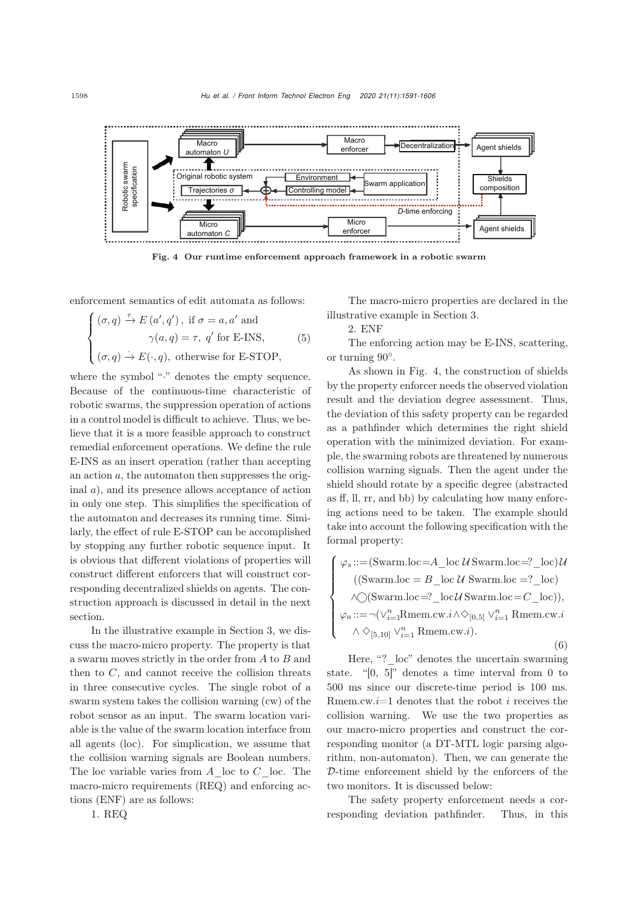Macro automaton $U$

Macro enforcer

Decentralization

Agent shields

Robotic swarm specification

Original robotic system

Environment

Swarm application

Trajectories $\sigma$

Controlling model

Shields composition

$D$-time enforcing

Micro automaton $C$

Micro enforcer

Agent shields

**Fig. 4 Our runtime enforcement approach framework in a robotic swarm**

enforcement semantics of edit automata as follows:

$$
\begin{cases}
(\sigma, q) \xrightarrow{\tau} E\left(a', q'\right), \text{ if } \sigma = a, a' \text{ and} \\
\qquad\qquad \gamma(a, q) = \tau,\ q' \text{ for E-INS}, \\
(\sigma, q) \xrightarrow{\cdot} E(\cdot, q), \text{ otherwise for E-STOP},
\end{cases}
\tag{5}
$$

where the symbol "·" denotes the empty sequence. Because of the continuous-time characteristic of robotic swarms, the suppression operation of actions in a control model is difficult to achieve. Thus, we believe that it is a more feasible approach to construct remedial enforcement operations. We define the rule E-INS as an insert operation (rather than accepting an action $a$, the automaton then suppresses the original $a$), and its presence allows acceptance of action in only one step. This simplifies the specification of the automaton and decreases its running time. Similarly, the effect of rule E-STOP can be accomplished by stopping any further robotic sequence input. It is obvious that different violations of properties will construct different enforcers that will construct corresponding decentralized shields on agents. The construction approach is discussed in detail in the next section.

In the illustrative example in Section 3, we discuss the macro-micro property. The property is that a swarm moves strictly in the order from $A$ to $B$ and then to $C$, and cannot receive the collision threats in three consecutive cycles. The single robot of a swarm system takes the collision warning (cw) of the robot sensor as an input. The swarm location variable is the value of the swarm location interface from all agents (loc). For simplication, we assume that the collision warning signals are Boolean numbers. The loc variable varies from $A$_loc to $C$_loc. The macro-micro requirements (REQ) and enforcing actions (ENF) are as follows:

1. REQ

The macro-micro properties are declared in the illustrative example in Section 3.

2. ENF

The enforcing action may be E-INS, scattering, or turning 90°.

As shown in Fig. 4, the construction of shields by the property enforcer needs the observed violation result and the deviation degree assessment. Thus, the deviation of this safety property can be regarded as a pathfinder which determines the right shield operation with the minimized deviation. For example, the swarming robots are threatened by numerous collision warning signals. Then the agent under the shield should rotate by a specific degree (abstracted as ff, ll, rr, and bb) by calculating how many enforcing actions need to be taken. The example should take into account the following specification with the formal property:

$$
\begin{cases}
\varphi_s ::= (\text{Swarm.loc}{=}A\_\text{loc}\ \mathcal{U}\, \text{Swarm.loc}{=}?\_\text{loc})\mathcal{U} \\
\quad ((\text{Swarm.loc} = B\_\text{loc}\ \mathcal{U}\ \text{Swarm.loc} = ?\_\text{loc}) \\
\quad \wedge \bigcirc(\text{Swarm.loc}{=}?\_\text{loc}\mathcal{U}\,\text{Swarm.loc}{=}C\_\text{loc})), \\
\varphi_a ::= \neg(\vee_{i=1}^{n}\text{Rmem.cw.}i \wedge \Diamond_{[0,5]} \vee_{i=1}^{n} \text{Rmem.cw.}i \\
\quad \wedge \Diamond_{[5,10]} \vee_{i=1}^{n} \text{Rmem.cw.}i).
\end{cases}
\tag{6}
$$

Here, "?_loc" denotes the uncertain swarming state. "[0, 5]" denotes a time interval from 0 to 500 ms since our discrete-time period is 100 ms. Rmem.cw.$i$=1 denotes that the robot $i$ receives the collision warning. We use the two properties as our macro-micro properties and construct the corresponding monitor (a DT-MTL logic parsing algorithm, non-automaton). Then, we can generate the $\mathcal{D}$-time enforcement shield by the enforcers of the two monitors. It is discussed below:

The safety property enforcement needs a corresponding deviation pathfinder. Thus, in this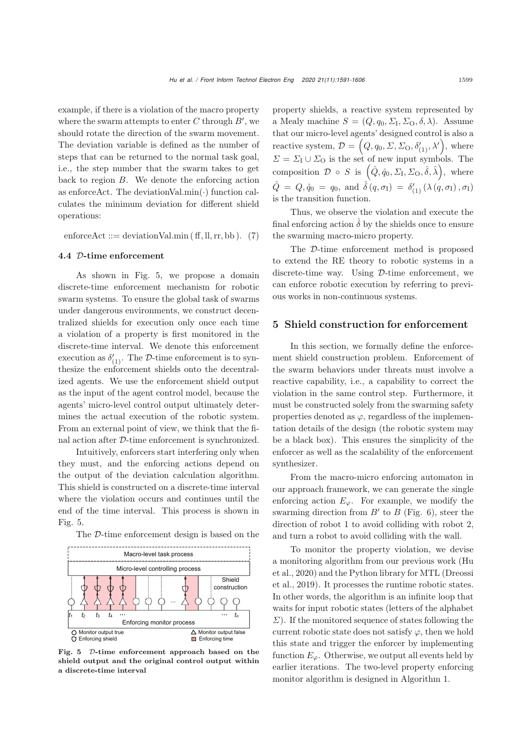example, if there is a violation of the macro property where the swarm attempts to enter $C$ through $B'$, we should rotate the direction of the swarm movement. The deviation variable is defined as the number of steps that can be returned to the normal task goal, i.e., the step number that the swarm takes to get back to region $B$. We denote the enforcing action as enforceAct. The deviationVal.min$(\cdot)$ function calculates the minimum deviation for different shield operations:

$$\text{enforceAct} ::= \text{deviationVal.min}\,(\text{ff}, \text{ll}, \text{rr}, \text{bb}\,). \quad (7)$$

### 4.4 $\mathcal{D}$-time enforcement

As shown in Fig. 5, we propose a domain discrete-time enforcement mechanism for robotic swarm systems. To ensure the global task of swarms under dangerous environments, we construct decentralized shields for execution only once each time a violation of a property is first monitored in the discrete-time interval. We denote this enforcement execution as $\delta'_{(1)}$. The $\mathcal{D}$-time enforcement is to synthesize the enforcement shields onto the decentralized agents. We use the enforcement shield output as the input of the agent control model, because the agents' micro-level control output ultimately determines the actual execution of the robotic system. From an external point of view, we think that the final action after $\mathcal{D}$-time enforcement is synchronized.

Intuitively, enforcers start interfering only when they must, and the enforcing actions depend on the output of the deviation calculation algorithm. This shield is constructed on a discrete-time interval where the violation occurs and continues until the end of the time interval. This process is shown in Fig. 5.

The $\mathcal{D}$-time enforcement design is based on the

Macro-level task process

Micro-level controlling process

Shield construction

$t_1$ $t_2$ $t_3$ $t_4$ ... ... $t_n$

Enforcing monitor process

Monitor output true

Monitor output false

Enforcing shield

Enforcing time

**Fig. 5 $\mathcal{D}$-time enforcement approach based on the shield output and the original control output within a discrete-time interval**

property shields, a reactive system represented by a Mealy machine $S = (Q, q_0, \Sigma_\text{I}, \Sigma_\text{O}, \delta, \lambda)$. Assume that our micro-level agents' designed control is also a reactive system, $\mathcal{D} = \left(Q, q_0, \Sigma, \Sigma_\text{O}, \delta'_{(1)}, \lambda'\right)$, where $\Sigma = \Sigma_\text{I} \cup \Sigma_\text{O}$ is the set of new input symbols. The composition $\mathcal{D} \circ S$ is $\left(\hat{Q}, \hat{q}_0, \Sigma_\text{I}, \Sigma_\text{O}, \hat{\delta}, \hat{\lambda}\right)$, where $\hat{Q} = Q, \hat{q}_0 = q_0$, and $\hat{\delta}\,(q, \sigma_\text{I}) = \delta'_{(1)}\,(\lambda\,(q, \sigma_\text{I})\,, \sigma_\text{I})$ is the transition function.

Thus, we observe the violation and execute the final enforcing action $\hat{\delta}$ by the shields once to ensure the swarming macro-micro property.

The $\mathcal{D}$-time enforcement method is proposed to extend the RE theory to robotic systems in a discrete-time way. Using $\mathcal{D}$-time enforcement, we can enforce robotic execution by referring to previous works in non-continuous systems.

## 5 Shield construction for enforcement

In this section, we formally define the enforcement shield construction problem. Enforcement of the swarm behaviors under threats must involve a reactive capability, i.e., a capability to correct the violation in the same control step. Furthermore, it must be constructed solely from the swarming safety properties denoted as $\varphi$, regardless of the implementation details of the design (the robotic system may be a black box). This ensures the simplicity of the enforcer as well as the scalability of the enforcement synthesizer.

From the macro-micro enforcing automaton in our approach framework, we can generate the single enforcing action $E_\varphi$. For example, we modify the swarming direction from $B'$ to $B$ (Fig. 6), steer the direction of robot 1 to avoid colliding with robot 2, and turn a robot to avoid colliding with the wall.

To monitor the property violation, we devise a monitoring algorithm from our previous work (Hu et al., 2020) and the Python library for MTL (Dreossi et al., 2019). It processes the runtime robotic states. In other words, the algorithm is an infinite loop that waits for input robotic states (letters of the alphabet $\Sigma$). If the monitored sequence of states following the current robotic state does not satisfy $\varphi$, then we hold this state and trigger the enforcer by implementing function $E_\varphi$. Otherwise, we output all events held by earlier iterations. The two-level property enforcing monitor algorithm is designed in Algorithm 1.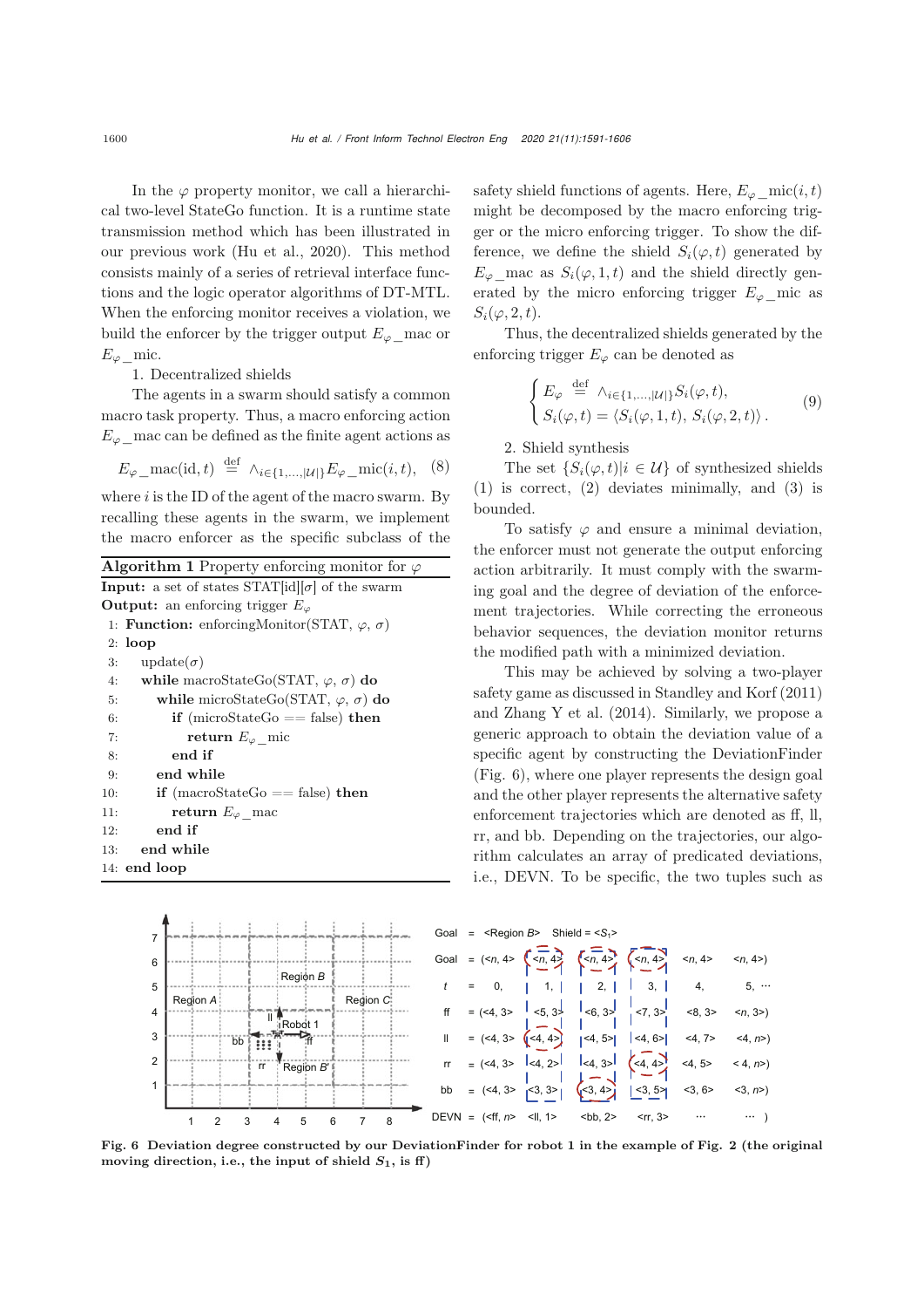In the $\varphi$ property monitor, we call a hierarchical two-level StateGo function. It is a runtime state transmission method which has been illustrated in our previous work (Hu et al., 2020). This method consists mainly of a series of retrieval interface functions and the logic operator algorithms of DT-MTL. When the enforcing monitor receives a violation, we build the enforcer by the trigger output $E_{\varphi}$_mac or $E_{\varphi}$_mic.

1. Decentralized shields

The agents in a swarm should satisfy a common macro task property. Thus, a macro enforcing action $E_{\varphi}$_mac can be defined as the finite agent actions as

$$E_{\varphi}\_\mathrm{mac}(\mathrm{id}, t) \stackrel{\text{def}}{=} \wedge_{i\in\{1,\ldots,|\mathcal{U}|\}} E_{\varphi}\_\mathrm{mic}(i, t), \quad (8)$$

where $i$ is the ID of the agent of the macro swarm. By recalling these agents in the swarm, we implement the macro enforcer as the specific subclass of the safety shield functions of agents. Here, $E_{\varphi}\_\mathrm{mic}(i, t)$ might be decomposed by the macro enforcing trigger or the micro enforcing trigger. To show the difference, we define the shield $S_i(\varphi, t)$ generated by $E_{\varphi}$_mac as $S_i(\varphi, 1, t)$ and the shield directly generated by the micro enforcing trigger $E_{\varphi}$_mic as $S_i(\varphi, 2, t)$.

**Algorithm 1** Property enforcing monitor for $\varphi$

**Input:** a set of states STAT[id][$\sigma$] of the swarm
**Output:** an enforcing trigger $E_{\varphi}$

```
1: Function: enforcingMonitor(STAT, φ, σ)
2: loop
3:   update(σ)
4:   while macroStateGo(STAT, φ, σ) do
5:     while microStateGo(STAT, φ, σ) do
6:       if (microStateGo == false) then
7:         return E_φ_mic
8:       end if
9:     end while
10:    if (macroStateGo == false) then
11:      return E_φ_mac
12:    end if
13:  end while
14: end loop
```

Thus, the decentralized shields generated by the enforcing trigger $E_{\varphi}$ can be denoted as

$$\begin{cases} E_{\varphi} \stackrel{\text{def}}{=} \wedge_{i\in\{1,\ldots,|\mathcal{U}|\}} S_i(\varphi, t), \\ S_i(\varphi, t) = \langle S_i(\varphi, 1, t),\, S_i(\varphi, 2, t)\rangle . \end{cases} \quad (9)$$

2. Shield synthesis

The set $\{S_i(\varphi, t) | i \in \mathcal{U}\}$ of synthesized shields (1) is correct, (2) deviates minimally, and (3) is bounded.

To satisfy $\varphi$ and ensure a minimal deviation, the enforcer must not generate the output enforcing action arbitrarily. It must comply with the swarming goal and the degree of deviation of the enforcement trajectories. While correcting the erroneous behavior sequences, the deviation monitor returns the modified path with a minimized deviation.

This may be achieved by solving a two-player safety game as discussed in Standley and Korf (2011) and Zhang Y et al. (2014). Similarly, we propose a generic approach to obtain the deviation value of a specific agent by constructing the DeviationFinder (Fig. 6), where one player represents the design goal and the other player represents the alternative safety enforcement trajectories which are denoted as ff, ll, rr, and bb. Depending on the trajectories, our algorithm calculates an array of predicated deviations, i.e., DEVN. To be specific, the two tuples such as

Region A
Region B
Region C
Region B'
Robot 1
ll
bb
ff
rr
1 2 3 4 5 6 7 8
1 2 3 4 5 6 7

Goal = <Region B> Shield = <$S_1$>
Goal = (<n, 4> <n, 4> <n, 4> <n, 4> <n, 4> <n, 4>)
t = 0, 1, 2, 3, 4, 5, ···
ff = (<4, 3> <5, 3> <6, 3> <7, 3> <8, 3> <n, 3>)
ll = (<4, 3> <4, 4> <4, 5> <4, 6> <4, 7> <4, n>)
rr = (<4, 3> <4, 2> <4, 3> <4, 4> <4, 5> < 4, n>)
bb = (<4, 3> <3, 3> <3, 4> <3, 5> <3, 6> <3, n>)
DEVN = (<ff, n> <ll, 1> <bb, 2> <rr, 3> ··· ··· )

**Fig. 6 Deviation degree constructed by our DeviationFinder for robot 1 in the example of Fig. 2 (the original moving direction, i.e., the input of shield $S_1$, is ff)**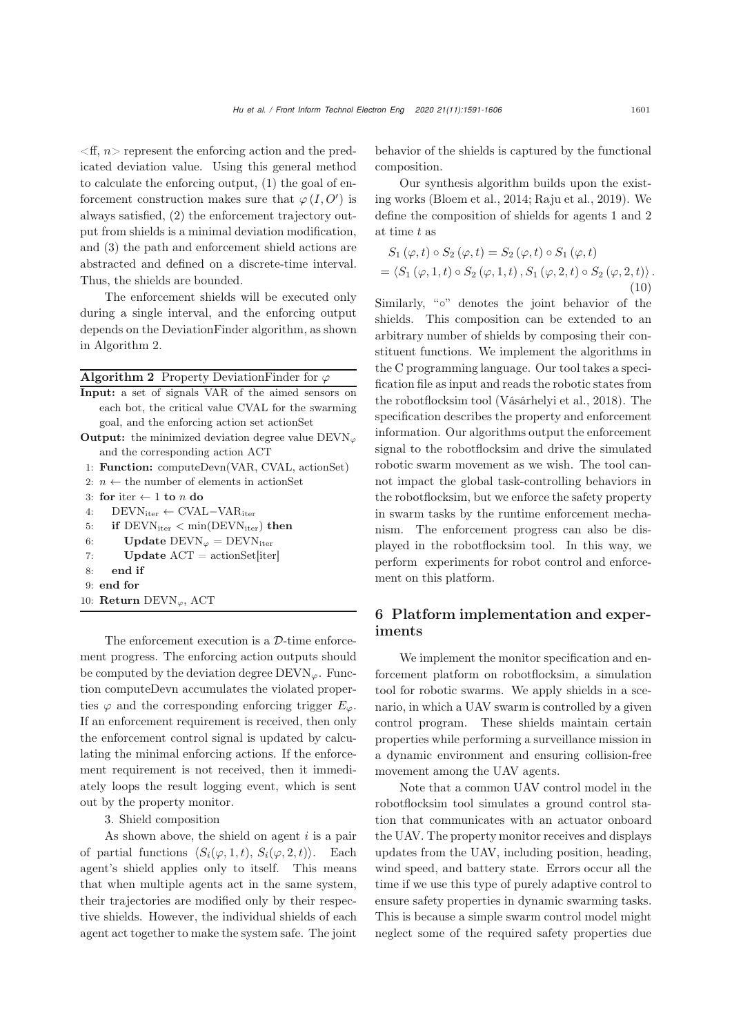<ff, $n$> represent the enforcing action and the predicated deviation value. Using this general method to calculate the enforcing output, (1) the goal of enforcement construction makes sure that $\varphi(I, O')$ is always satisfied, (2) the enforcement trajectory output from shields is a minimal deviation modification, and (3) the path and enforcement shield actions are abstracted and defined on a discrete-time interval. Thus, the shields are bounded.

The enforcement shields will be executed only during a single interval, and the enforcing output depends on the DeviationFinder algorithm, as shown in Algorithm 2.

**Algorithm 2** Property DeviationFinder for $\varphi$

**Input:** a set of signals VAR of the aimed sensors on each bot, the critical value CVAL for the swarming goal, and the enforcing action set actionSet

**Output:** the minimized deviation degree value $\text{DEVN}_\varphi$ and the corresponding action ACT

```
1: Function: computeDevn(VAR, CVAL, actionSet)
2: n ← the number of elements in actionSet
3: for iter ← 1 to n do
4:     DEVN_iter ← CVAL−VAR_iter
5:     if DEVN_iter < min(DEVN_iter) then
6:         Update DEVN_φ = DEVN_iter
7:         Update ACT = actionSet[iter]
8:     end if
9: end for
10: Return DEVN_φ, ACT
```

The enforcement execution is a $\mathcal{D}$-time enforcement progress. The enforcing action outputs should be computed by the deviation degree $\text{DEVN}_\varphi$. Function computeDevn accumulates the violated properties $\varphi$ and the corresponding enforcing trigger $E_\varphi$. If an enforcement requirement is received, then only the enforcement control signal is updated by calculating the minimal enforcing actions. If the enforcement requirement is not received, then it immediately loops the result logging event, which is sent out by the property monitor.

3. Shield composition

As shown above, the shield on agent $i$ is a pair of partial functions $\langle S_i(\varphi, 1, t), S_i(\varphi, 2, t)\rangle$. Each agent's shield applies only to itself. This means that when multiple agents act in the same system, their trajectories are modified only by their respective shields. However, the individual shields of each agent act together to make the system safe. The joint behavior of the shields is captured by the functional composition.

Our synthesis algorithm builds upon the existing works (Bloem et al., 2014; Raju et al., 2019). We define the composition of shields for agents 1 and 2 at time $t$ as

$$\begin{aligned} & S_1(\varphi, t) \circ S_2(\varphi, t) = S_2(\varphi, t) \circ S_1(\varphi, t) \\ & = \langle S_1(\varphi, 1, t) \circ S_2(\varphi, 1, t), S_1(\varphi, 2, t) \circ S_2(\varphi, 2, t)\rangle . \end{aligned} \tag{10}$$

Similarly, "$\circ$" denotes the joint behavior of the shields. This composition can be extended to an arbitrary number of shields by composing their constituent functions. We implement the algorithms in the C programming language. Our tool takes a specification file as input and reads the robotic states from the robotflocksim tool (Vásárhelyi et al., 2018). The specification describes the property and enforcement information. Our algorithms output the enforcement signal to the robotflocksim and drive the simulated robotic swarm movement as we wish. The tool cannot impact the global task-controlling behaviors in the robotflocksim, but we enforce the safety property in swarm tasks by the runtime enforcement mechanism. The enforcement progress can also be displayed in the robotflocksim tool. In this way, we perform experiments for robot control and enforcement on this platform.

## 6 Platform implementation and experiments

We implement the monitor specification and enforcement platform on robotflocksim, a simulation tool for robotic swarms. We apply shields in a scenario, in which a UAV swarm is controlled by a given control program. These shields maintain certain properties while performing a surveillance mission in a dynamic environment and ensuring collision-free movement among the UAV agents.

Note that a common UAV control model in the robotflocksim tool simulates a ground control station that communicates with an actuator onboard the UAV. The property monitor receives and displays updates from the UAV, including position, heading, wind speed, and battery state. Errors occur all the time if we use this type of purely adaptive control to ensure safety properties in dynamic swarming tasks. This is because a simple swarm control model might neglect some of the required safety properties due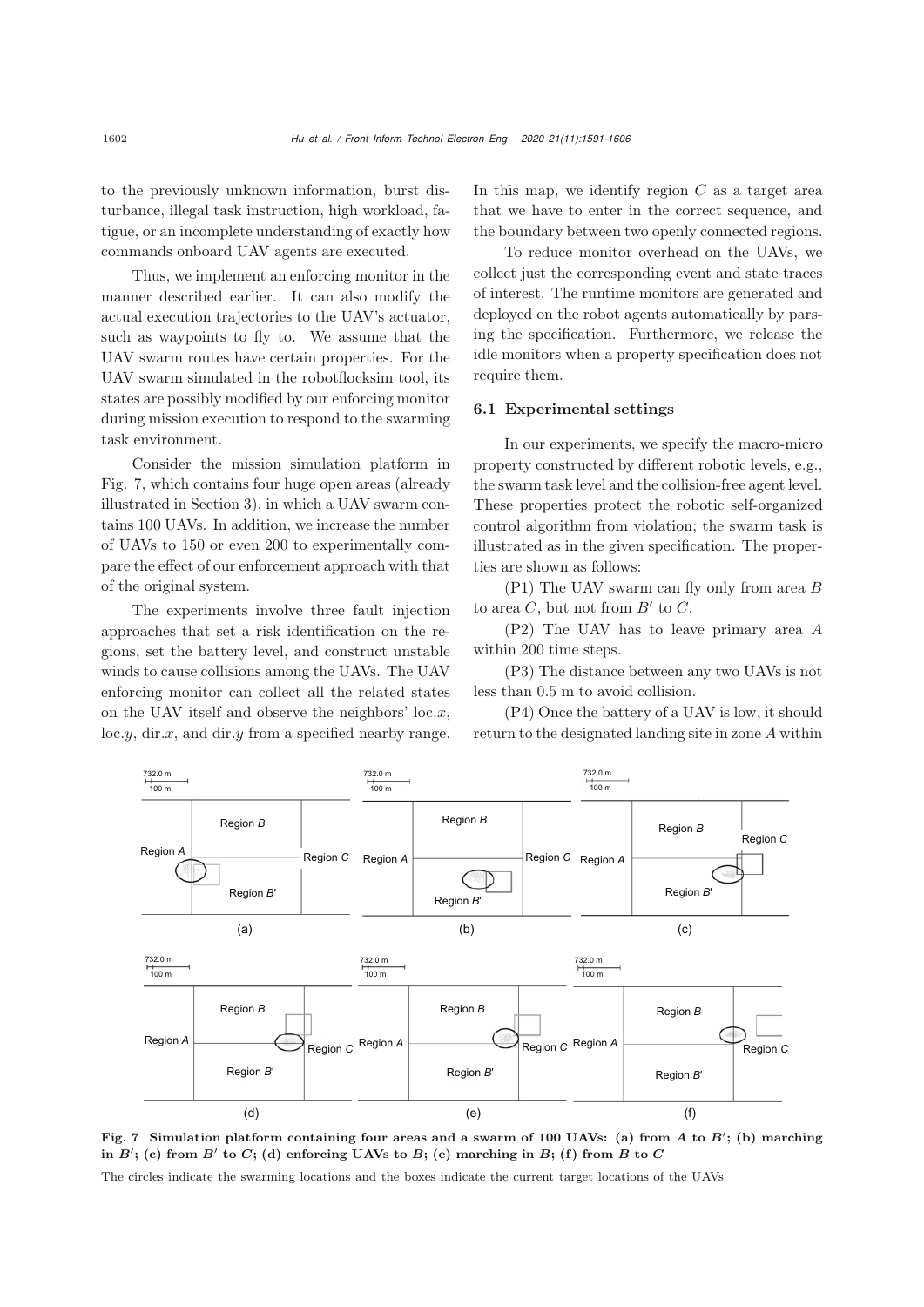to the previously unknown information, burst disturbance, illegal task instruction, high workload, fatigue, or an incomplete understanding of exactly how commands onboard UAV agents are executed.

Thus, we implement an enforcing monitor in the manner described earlier. It can also modify the actual execution trajectories to the UAV's actuator, such as waypoints to fly to. We assume that the UAV swarm routes have certain properties. For the UAV swarm simulated in the robotflocksim tool, its states are possibly modified by our enforcing monitor during mission execution to respond to the swarming task environment.

Consider the mission simulation platform in Fig. 7, which contains four huge open areas (already illustrated in Section 3), in which a UAV swarm contains 100 UAVs. In addition, we increase the number of UAVs to 150 or even 200 to experimentally compare the effect of our enforcement approach with that of the original system.

The experiments involve three fault injection approaches that set a risk identification on the regions, set the battery level, and construct unstable winds to cause collisions among the UAVs. The UAV enforcing monitor can collect all the related states on the UAV itself and observe the neighbors' loc.$x$, loc.$y$, dir.$x$, and dir.$y$ from a specified nearby range. In this map, we identify region $C$ as a target area that we have to enter in the correct sequence, and the boundary between two openly connected regions.

To reduce monitor overhead on the UAVs, we collect just the corresponding event and state traces of interest. The runtime monitors are generated and deployed on the robot agents automatically by parsing the specification. Furthermore, we release the idle monitors when a property specification does not require them.

### 6.1 Experimental settings

In our experiments, we specify the macro-micro property constructed by different robotic levels, e.g., the swarm task level and the collision-free agent level. These properties protect the robotic self-organized control algorithm from violation; the swarm task is illustrated as in the given specification. The properties are shown as follows:

(P1) The UAV swarm can fly only from area $B$ to area $C$, but not from $B'$ to $C$.

(P2) The UAV has to leave primary area $A$ within 200 time steps.

(P3) The distance between any two UAVs is not less than 0.5 m to avoid collision.

(P4) Once the battery of a UAV is low, it should return to the designated landing site in zone $A$ within

732.0 m
100 m
Region A
Region B
Region B′
Region C
(a)
(b)
(c)
(d)
(e)
(f)

**Fig. 7 Simulation platform containing four areas and a swarm of 100 UAVs: (a) from $A$ to $B'$; (b) marching in $B'$; (c) from $B'$ to $C$; (d) enforcing UAVs to $B$; (e) marching in $B$; (f) from $B$ to $C$**

The circles indicate the swarming locations and the boxes indicate the current target locations of the UAVs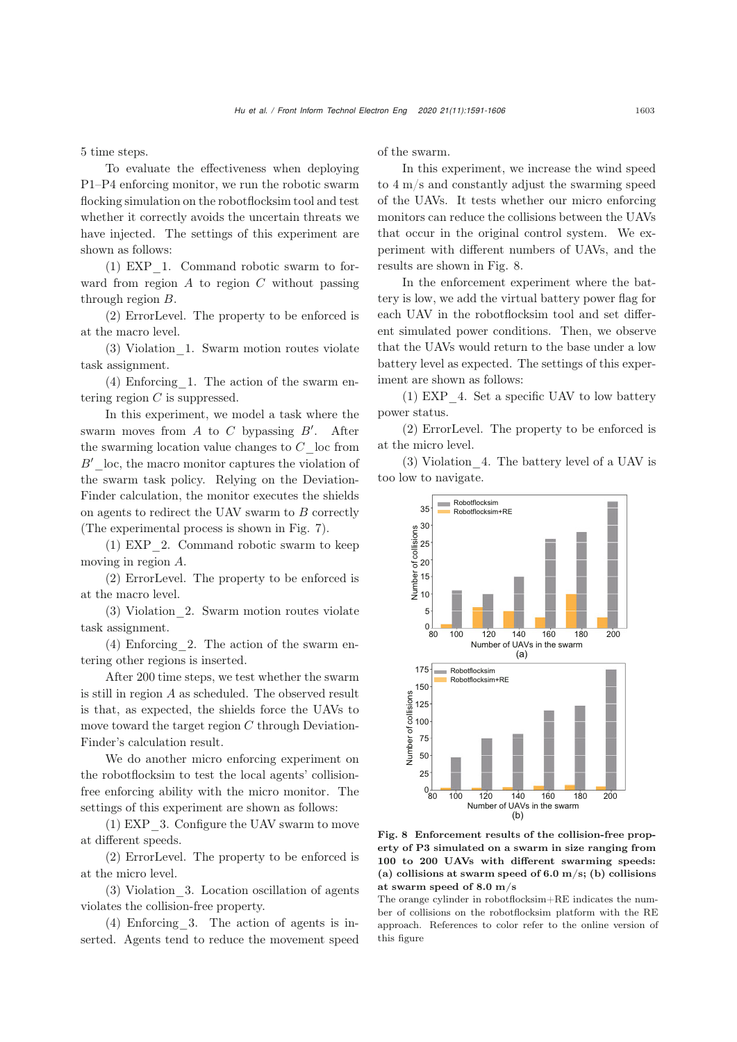5 time steps.

To evaluate the effectiveness when deploying P1–P4 enforcing monitor, we run the robotic swarm flocking simulation on the robotflocksim tool and test whether it correctly avoids the uncertain threats we have injected. The settings of this experiment are shown as follows:

(1) EXP_1. Command robotic swarm to forward from region $A$ to region $C$ without passing through region $B$.

(2) ErrorLevel. The property to be enforced is at the macro level.

(3) Violation_1. Swarm motion routes violate task assignment.

(4) Enforcing_1. The action of the swarm entering region $C$ is suppressed.

In this experiment, we model a task where the swarm moves from $A$ to $C$ bypassing $B'$. After the swarming location value changes to $C$_loc from $B'$_loc, the macro monitor captures the violation of the swarm task policy. Relying on the Deviation-Finder calculation, the monitor executes the shields on agents to redirect the UAV swarm to $B$ correctly (The experimental process is shown in Fig. 7).

(1) EXP_2. Command robotic swarm to keep moving in region $A$.

(2) ErrorLevel. The property to be enforced is at the macro level.

(3) Violation_2. Swarm motion routes violate task assignment.

(4) Enforcing_2. The action of the swarm entering other regions is inserted.

After 200 time steps, we test whether the swarm is still in region $A$ as scheduled. The observed result is that, as expected, the shields force the UAVs to move toward the target region $C$ through Deviation-Finder's calculation result.

We do another micro enforcing experiment on the robotflocksim to test the local agents' collision-free enforcing ability with the micro monitor. The settings of this experiment are shown as follows:

(1) EXP_3. Configure the UAV swarm to move at different speeds.

(2) ErrorLevel. The property to be enforced is at the micro level.

(3) Violation_3. Location oscillation of agents violates the collision-free property.

(4) Enforcing_3. The action of agents is inserted. Agents tend to reduce the movement speed of the swarm.

In this experiment, we increase the wind speed to 4 m/s and constantly adjust the swarming speed of the UAVs. It tests whether our micro enforcing monitors can reduce the collisions between the UAVs that occur in the original control system. We experiment with different numbers of UAVs, and the results are shown in Fig. 8.

In the enforcement experiment where the battery is low, we add the virtual battery power flag for each UAV in the robotflocksim tool and set different simulated power conditions. Then, we observe that the UAVs would return to the base under a low battery level as expected. The settings of this experiment are shown as follows:

(1) EXP_4. Set a specific UAV to low battery power status.

(2) ErrorLevel. The property to be enforced is at the micro level.

(3) Violation_4. The battery level of a UAV is too low to navigate.

Robotflocksim
Robotflocksim+RE
Number of collisions
0 5 10 15 20 25 30 35
80 100 120 140 160 180 200
Number of UAVs in the swarm
(a)

Robotflocksim
Robotflocksim+RE
Number of collisions
0 25 50 75 100 125 150 175
80 100 120 140 160 180 200
Number of UAVs in the swarm
(b)

**Fig. 8 Enforcement results of the collision-free property of P3 simulated on a swarm in size ranging from 100 to 200 UAVs with different swarming speeds: (a) collisions at swarm speed of 6.0 m/s; (b) collisions at swarm speed of 8.0 m/s**

The orange cylinder in robotflocksim+RE indicates the number of collisions on the robotflocksim platform with the RE approach. References to color refer to the online version of this figure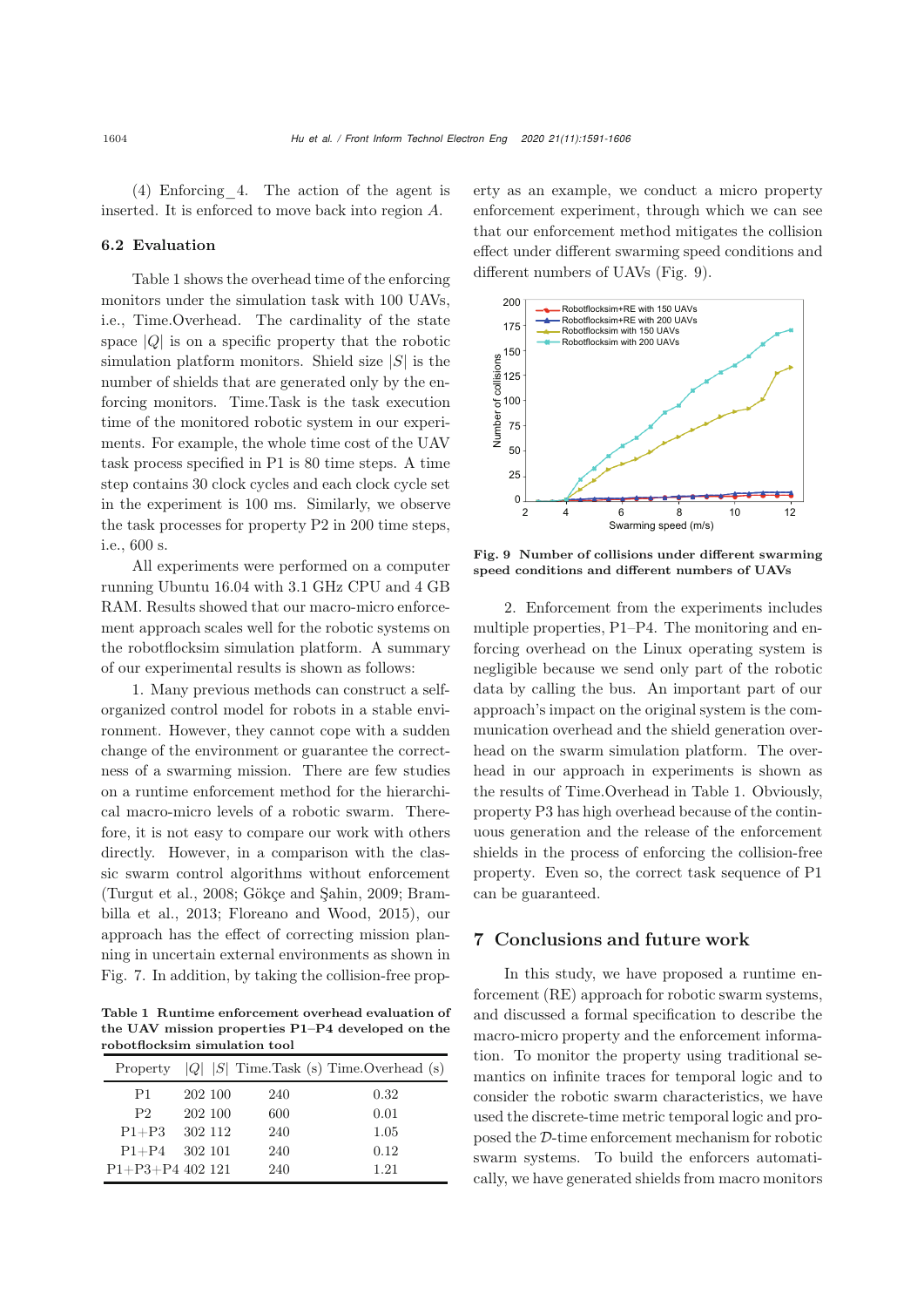(4) Enforcing_4. The action of the agent is inserted. It is enforced to move back into region $A$.

### 6.2 Evaluation

Table 1 shows the overhead time of the enforcing monitors under the simulation task with 100 UAVs, i.e., Time.Overhead. The cardinality of the state space $|Q|$ is on a specific property that the robotic simulation platform monitors. Shield size $|S|$ is the number of shields that are generated only by the enforcing monitors. Time.Task is the task execution time of the monitored robotic system in our experiments. For example, the whole time cost of the UAV task process specified in P1 is 80 time steps. A time step contains 30 clock cycles and each clock cycle set in the experiment is 100 ms. Similarly, we observe the task processes for property P2 in 200 time steps, i.e., 600 s.

All experiments were performed on a computer running Ubuntu 16.04 with 3.1 GHz CPU and 4 GB RAM. Results showed that our macro-micro enforcement approach scales well for the robotic systems on the robotflocksim simulation platform. A summary of our experimental results is shown as follows:

1. Many previous methods can construct a self-organized control model for robots in a stable environment. However, they cannot cope with a sudden change of the environment or guarantee the correctness of a swarming mission. There are few studies on a runtime enforcement method for the hierarchical macro-micro levels of a robotic swarm. Therefore, it is not easy to compare our work with others directly. However, in a comparison with the classic swarm control algorithms without enforcement (Turgut et al., 2008; Gökçe and Şahin, 2009; Brambilla et al., 2013; Floreano and Wood, 2015), our approach has the effect of correcting mission planning in uncertain external environments as shown in Fig. 7. In addition, by taking the collision-free property as an example, we conduct a micro property enforcement experiment, through which we can see that our enforcement method mitigates the collision effect under different swarming speed conditions and different numbers of UAVs (Fig. 9).

**Table 1 Runtime enforcement overhead evaluation of the UAV mission properties P1–P4 developed on the robotflocksim simulation tool**

| Property | $\|Q\|$ | $\|S\|$ | Time.Task (s) | Time.Overhead (s) |
|---|---|---|---|---|
| P1 | 202 | 100 | 240 | 0.32 |
| P2 | 202 | 100 | 600 | 0.01 |
| P1+P3 | 302 | 112 | 240 | 1.05 |
| P1+P4 | 302 | 101 | 240 | 0.12 |
| P1+P3+P4 | 402 | 121 | 240 | 1.21 |

Robotflocksim+RE with 150 UAVs
Robotflocksim+RE with 200 UAVs
Robotflocksim with 150 UAVs
Robotflocksim with 200 UAVs
Number of collisions
0
25
50
75
100
125
150
175
200
Swarming speed (m/s)
2
4
6
8
10
12

**Fig. 9 Number of collisions under different swarming speed conditions and different numbers of UAVs**

2. Enforcement from the experiments includes multiple properties, P1–P4. The monitoring and enforcing overhead on the Linux operating system is negligible because we send only part of the robotic data by calling the bus. An important part of our approach's impact on the original system is the communication overhead and the shield generation overhead on the swarm simulation platform. The overhead in our approach in experiments is shown as the results of Time.Overhead in Table 1. Obviously, property P3 has high overhead because of the continuous generation and the release of the enforcement shields in the process of enforcing the collision-free property. Even so, the correct task sequence of P1 can be guaranteed.

## 7 Conclusions and future work

In this study, we have proposed a runtime enforcement (RE) approach for robotic swarm systems, and discussed a formal specification to describe the macro-micro property and the enforcement information. To monitor the property using traditional semantics on infinite traces for temporal logic and to consider the robotic swarm characteristics, we have used the discrete-time metric temporal logic and proposed the $\mathcal{D}$-time enforcement mechanism for robotic swarm systems. To build the enforcers automatically, we have generated shields from macro monitors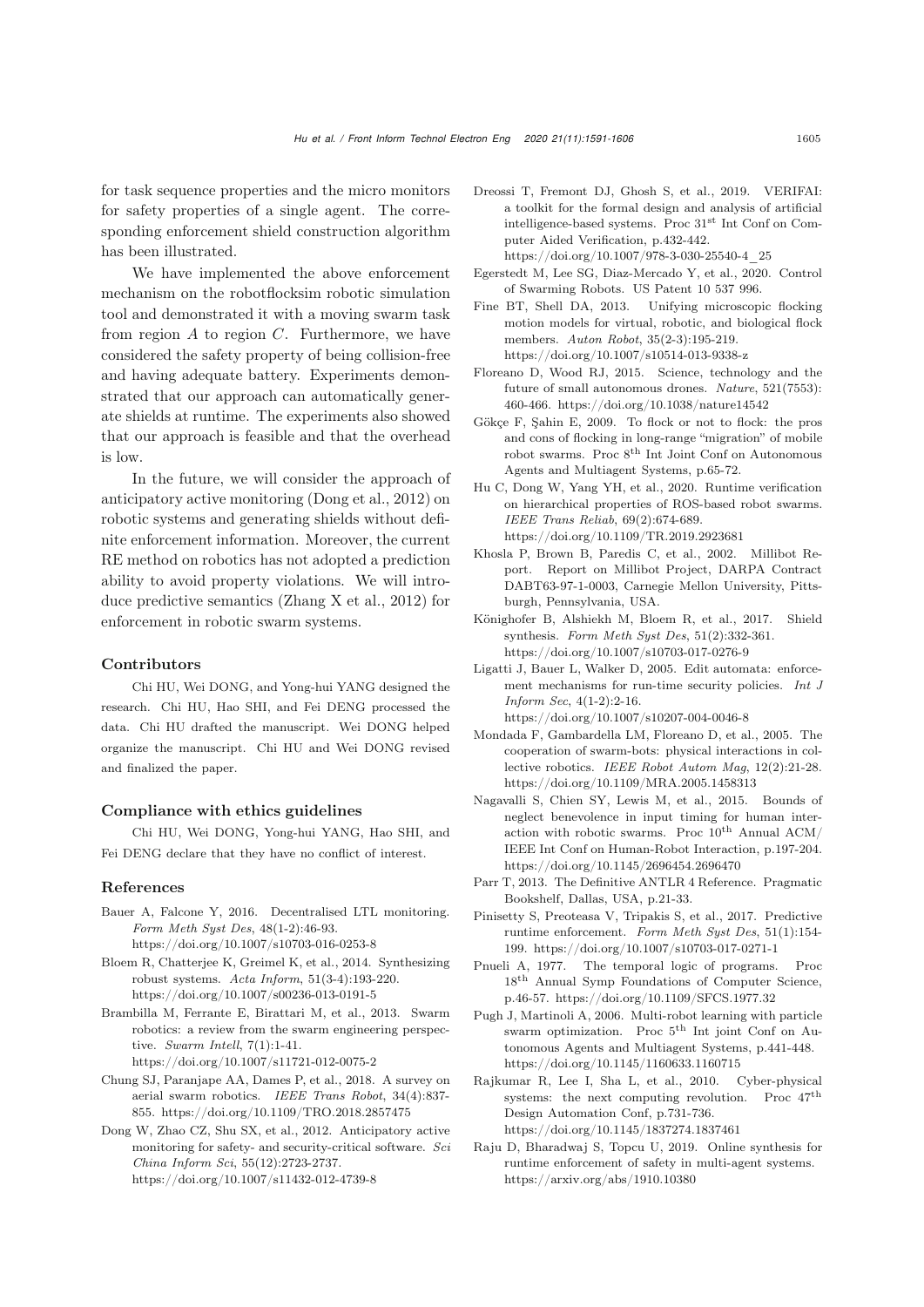for task sequence properties and the micro monitors for safety properties of a single agent. The corresponding enforcement shield construction algorithm has been illustrated.

We have implemented the above enforcement mechanism on the robotflocksim robotic simulation tool and demonstrated it with a moving swarm task from region $A$ to region $C$. Furthermore, we have considered the safety property of being collision-free and having adequate battery. Experiments demonstrated that our approach can automatically generate shields at runtime. The experiments also showed that our approach is feasible and that the overhead is low.

In the future, we will consider the approach of anticipatory active monitoring (Dong et al., 2012) on robotic systems and generating shields without definite enforcement information. Moreover, the current RE method on robotics has not adopted a prediction ability to avoid property violations. We will introduce predictive semantics (Zhang X et al., 2012) for enforcement in robotic swarm systems.

### Contributors

Chi HU, Wei DONG, and Yong-hui YANG designed the research. Chi HU, Hao SHI, and Fei DENG processed the data. Chi HU drafted the manuscript. Wei DONG helped organize the manuscript. Chi HU and Wei DONG revised and finalized the paper.

### Compliance with ethics guidelines

Chi HU, Wei DONG, Yong-hui YANG, Hao SHI, and Fei DENG declare that they have no conflict of interest.

### References

Bauer A, Falcone Y, 2016. Decentralised LTL monitoring. *Form Meth Syst Des*, 48(1-2):46-93. https://doi.org/10.1007/s10703-016-0253-8

Bloem R, Chatterjee K, Greimel K, et al., 2014. Synthesizing robust systems. *Acta Inform*, 51(3-4):193-220. https://doi.org/10.1007/s00236-013-0191-5

Brambilla M, Ferrante E, Birattari M, et al., 2013. Swarm robotics: a review from the swarm engineering perspective. *Swarm Intell*, 7(1):1-41. https://doi.org/10.1007/s11721-012-0075-2

Chung SJ, Paranjape AA, Dames P, et al., 2018. A survey on aerial swarm robotics. *IEEE Trans Robot*, 34(4):837-855. https://doi.org/10.1109/TRO.2018.2857475

Dong W, Zhao CZ, Shu SX, et al., 2012. Anticipatory active monitoring for safety- and security-critical software. *Sci China Inform Sci*, 55(12):2723-2737. https://doi.org/10.1007/s11432-012-4739-8

Dreossi T, Fremont DJ, Ghosh S, et al., 2019. VERIFAI: a toolkit for the formal design and analysis of artificial intelligence-based systems. Proc 31st Int Conf on Computer Aided Verification, p.432-442. https://doi.org/10.1007/978-3-030-25540-4_25

Egerstedt M, Lee SG, Diaz-Mercado Y, et al., 2020. Control of Swarming Robots. US Patent 10 537 996.

Fine BT, Shell DA, 2013. Unifying microscopic flocking motion models for virtual, robotic, and biological flock members. *Auton Robot*, 35(2-3):195-219. https://doi.org/10.1007/s10514-013-9338-z

Floreano D, Wood RJ, 2015. Science, technology and the future of small autonomous drones. *Nature*, 521(7553):460-466. https://doi.org/10.1038/nature14542

Gökçe F, Şahin E, 2009. To flock or not to flock: the pros and cons of flocking in long-range "migration" of mobile robot swarms. Proc 8th Int Joint Conf on Autonomous Agents and Multiagent Systems, p.65-72.

Hu C, Dong W, Yang YH, et al., 2020. Runtime verification on hierarchical properties of ROS-based robot swarms. *IEEE Trans Reliab*, 69(2):674-689. https://doi.org/10.1109/TR.2019.2923681

Khosla P, Brown B, Paredis C, et al., 2002. Millibot Report. Report on Millibot Project, DARPA Contract DABT63-97-1-0003, Carnegie Mellon University, Pittsburgh, Pennsylvania, USA.

Könighofer B, Alshiekh M, Bloem R, et al., 2017. Shield synthesis. *Form Meth Syst Des*, 51(2):332-361. https://doi.org/10.1007/s10703-017-0276-9

Ligatti J, Bauer L, Walker D, 2005. Edit automata: enforcement mechanisms for run-time security policies. *Int J Inform Sec*, 4(1-2):2-16. https://doi.org/10.1007/s10207-004-0046-8

Mondada F, Gambardella LM, Floreano D, et al., 2005. The cooperation of swarm-bots: physical interactions in collective robotics. *IEEE Robot Autom Mag*, 12(2):21-28. https://doi.org/10.1109/MRA.2005.1458313

Nagavalli S, Chien SY, Lewis M, et al., 2015. Bounds of neglect benevolence in input timing for human interaction with robotic swarms. Proc 10th Annual ACM/IEEE Int Conf on Human-Robot Interaction, p.197-204. https://doi.org/10.1145/2696454.2696470

Parr T, 2013. The Definitive ANTLR 4 Reference. Pragmatic Bookshelf, Dallas, USA, p.21-33.

Pinisetty S, Preoteasa V, Tripakis S, et al., 2017. Predictive runtime enforcement. *Form Meth Syst Des*, 51(1):154-199. https://doi.org/10.1007/s10703-017-0271-1

Pnueli A, 1977. The temporal logic of programs. Proc 18th Annual Symp Foundations of Computer Science, p.46-57. https://doi.org/10.1109/SFCS.1977.32

Pugh J, Martinoli A, 2006. Multi-robot learning with particle swarm optimization. Proc 5th Int joint Conf on Autonomous Agents and Multiagent Systems, p.441-448. https://doi.org/10.1145/1160633.1160715

Rajkumar R, Lee I, Sha L, et al., 2010. Cyber-physical systems: the next computing revolution. Proc 47th Design Automation Conf, p.731-736. https://doi.org/10.1145/1837274.1837461

Raju D, Bharadwaj S, Topcu U, 2019. Online synthesis for runtime enforcement of safety in multi-agent systems. https://arxiv.org/abs/1910.10380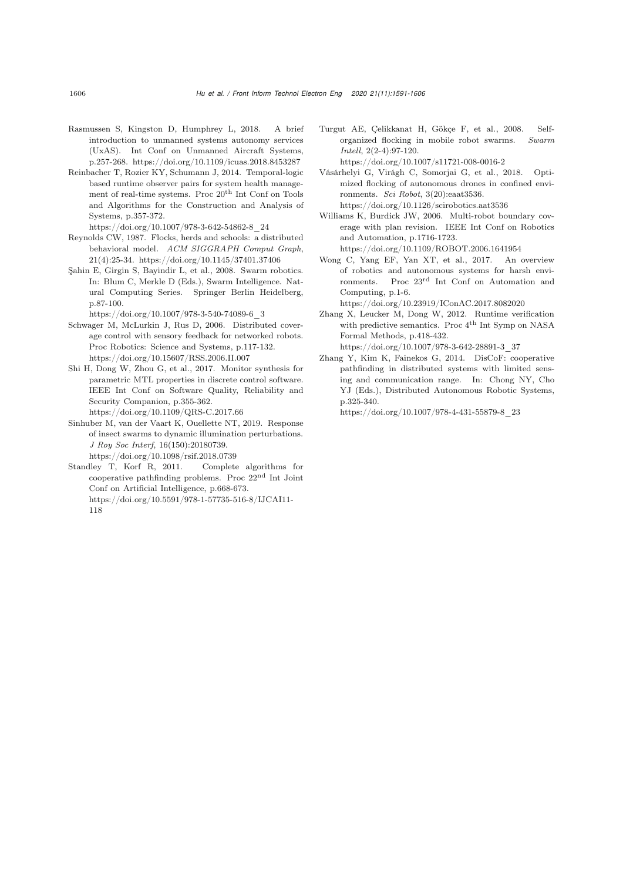Rasmussen S, Kingston D, Humphrey L, 2018. A brief introduction to unmanned systems autonomy services (UxAS). Int Conf on Unmanned Aircraft Systems, p.257-268. https://doi.org/10.1109/icuas.2018.8453287

Reinbacher T, Rozier KY, Schumann J, 2014. Temporal-logic based runtime observer pairs for system health management of real-time systems. Proc 20th Int Conf on Tools and Algorithms for the Construction and Analysis of Systems, p.357-372. https://doi.org/10.1007/978-3-642-54862-8_24

Reynolds CW, 1987. Flocks, herds and schools: a distributed behavioral model. *ACM SIGGRAPH Comput Graph*, 21(4):25-34. https://doi.org/10.1145/37401.37406

Şahin E, Girgin S, Bayindir L, et al., 2008. Swarm robotics. In: Blum C, Merkle D (Eds.), Swarm Intelligence. Natural Computing Series. Springer Berlin Heidelberg, p.87-100. https://doi.org/10.1007/978-3-540-74089-6_3

Schwager M, McLurkin J, Rus D, 2006. Distributed coverage control with sensory feedback for networked robots. Proc Robotics: Science and Systems, p.117-132. https://doi.org/10.15607/RSS.2006.II.007

Shi H, Dong W, Zhou G, et al., 2017. Monitor synthesis for parametric MTL properties in discrete control software. IEEE Int Conf on Software Quality, Reliability and Security Companion, p.355-362. https://doi.org/10.1109/QRS-C.2017.66

Sinhuber M, van der Vaart K, Ouellette NT, 2019. Response of insect swarms to dynamic illumination perturbations. *J Roy Soc Interf*, 16(150):20180739. https://doi.org/10.1098/rsif.2018.0739

Standley T, Korf R, 2011. Complete algorithms for cooperative pathfinding problems. Proc 22nd Int Joint Conf on Artificial Intelligence, p.668-673. https://doi.org/10.5591/978-1-57735-516-8/IJCAI11-118

Turgut AE, Çelikkanat H, Gökçe F, et al., 2008. Self-organized flocking in mobile robot swarms. *Swarm Intell*, 2(2-4):97-120. https://doi.org/10.1007/s11721-008-0016-2

Vásárhelyi G, Virágh C, Somorjai G, et al., 2018. Optimized flocking of autonomous drones in confined environments. *Sci Robot*, 3(20):eaat3536. https://doi.org/10.1126/scirobotics.aat3536

Williams K, Burdick JW, 2006. Multi-robot boundary coverage with plan revision. IEEE Int Conf on Robotics and Automation, p.1716-1723. https://doi.org/10.1109/ROBOT.2006.1641954

Wong C, Yang EF, Yan XT, et al., 2017. An overview of robotics and autonomous systems for harsh environments. Proc 23rd Int Conf on Automation and Computing, p.1-6. https://doi.org/10.23919/IConAC.2017.8082020

Zhang X, Leucker M, Dong W, 2012. Runtime verification with predictive semantics. Proc 4th Int Symp on NASA Formal Methods, p.418-432. https://doi.org/10.1007/978-3-642-28891-3_37

Zhang Y, Kim K, Fainekos G, 2014. DisCoF: cooperative pathfinding in distributed systems with limited sensing and communication range. In: Chong NY, Cho YJ (Eds.), Distributed Autonomous Robotic Systems, p.325-340. https://doi.org/10.1007/978-4-431-55879-8_23